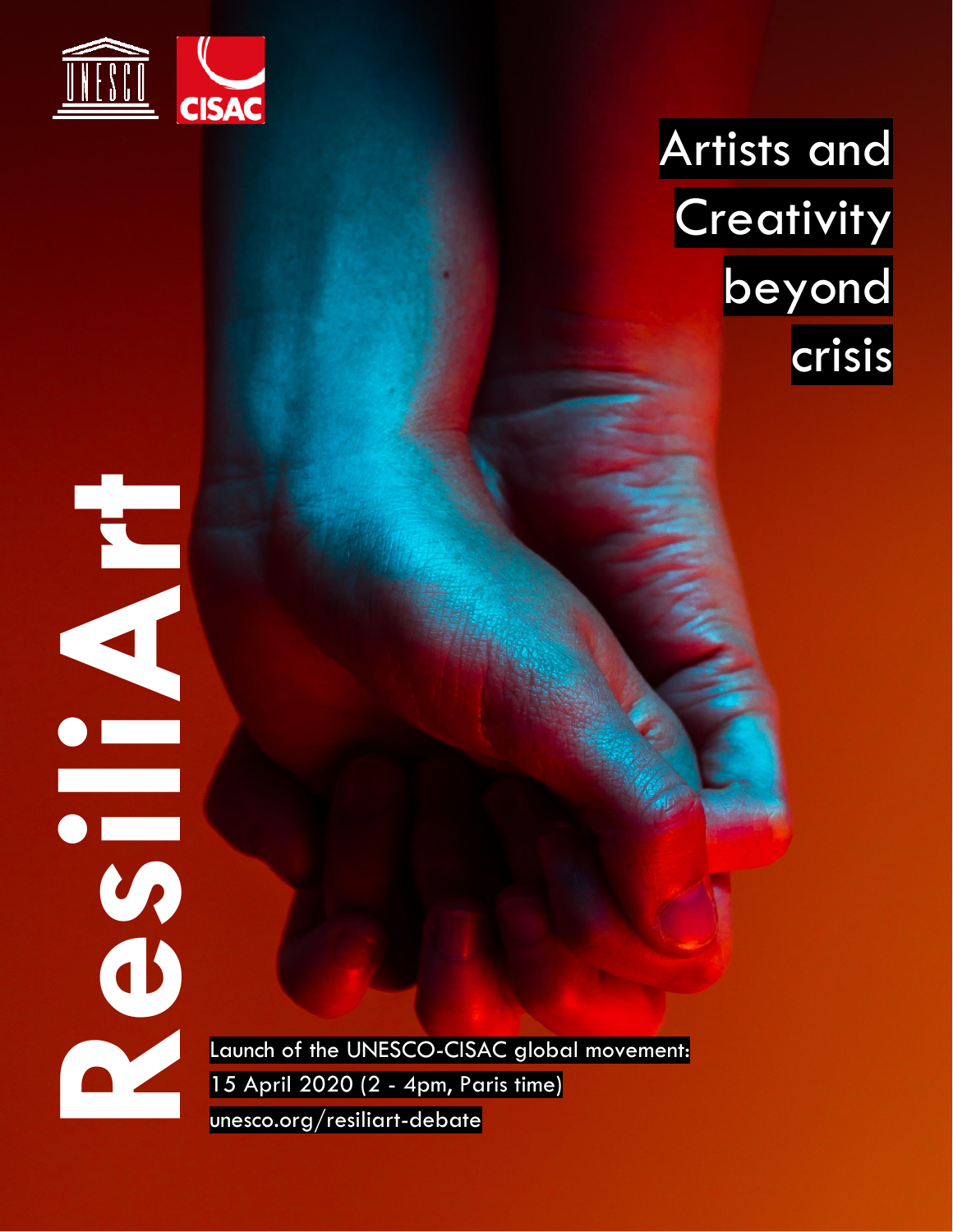UNESCO CISAC

# Artists and Creativity beyond crisis

# ResiliArt

Launch of the UNESCO-CISAC global movement:

15 April 2020 (2 - 4pm, Paris time)

unesco.org/resiliart-debate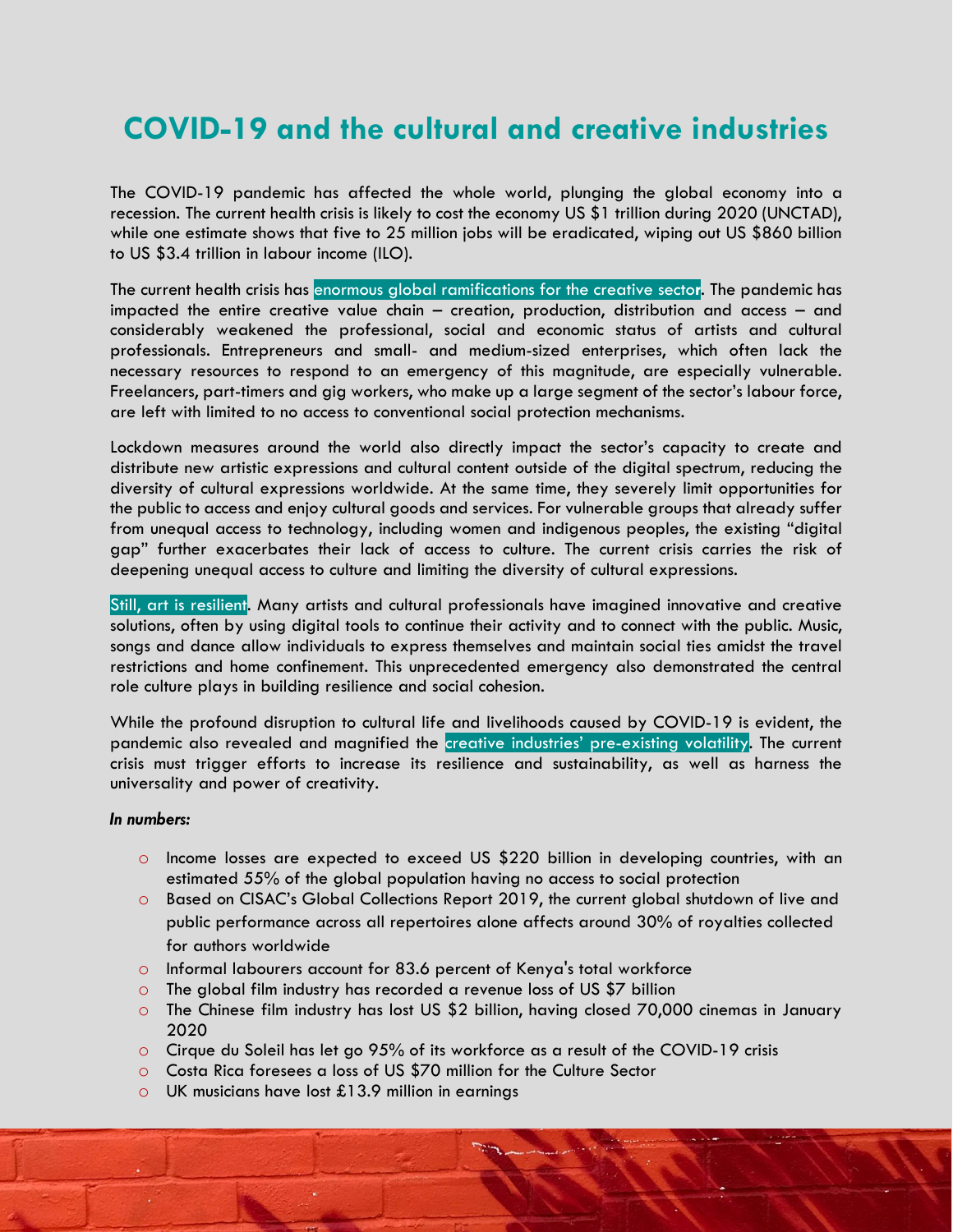# COVID-19 and the cultural and creative industries

The COVID-19 pandemic has affected the whole world, plunging the global economy into a recession. The current health crisis is likely to cost the economy US $1 trillion during 2020 (UNCTAD), while one estimate shows that five to 25 million jobs will be eradicated, wiping out US $860 billion to US $3.4 trillion in labour income (ILO).

The current health crisis has enormous global ramifications for the creative sector. The pandemic has impacted the entire creative value chain – creation, production, distribution and access – and considerably weakened the professional, social and economic status of artists and cultural professionals. Entrepreneurs and small- and medium-sized enterprises, which often lack the necessary resources to respond to an emergency of this magnitude, are especially vulnerable. Freelancers, part-timers and gig workers, who make up a large segment of the sector's labour force, are left with limited to no access to conventional social protection mechanisms.

Lockdown measures around the world also directly impact the sector's capacity to create and distribute new artistic expressions and cultural content outside of the digital spectrum, reducing the diversity of cultural expressions worldwide. At the same time, they severely limit opportunities for the public to access and enjoy cultural goods and services. For vulnerable groups that already suffer from unequal access to technology, including women and indigenous peoples, the existing "digital gap" further exacerbates their lack of access to culture. The current crisis carries the risk of deepening unequal access to culture and limiting the diversity of cultural expressions.

Still, art is resilient. Many artists and cultural professionals have imagined innovative and creative solutions, often by using digital tools to continue their activity and to connect with the public. Music, songs and dance allow individuals to express themselves and maintain social ties amidst the travel restrictions and home confinement. This unprecedented emergency also demonstrated the central role culture plays in building resilience and social cohesion.

While the profound disruption to cultural life and livelihoods caused by COVID-19 is evident, the pandemic also revealed and magnified the creative industries' pre-existing volatility. The current crisis must trigger efforts to increase its resilience and sustainability, as well as harness the universality and power of creativity.

***In numbers:***

- Income losses are expected to exceed US $220 billion in developing countries, with an estimated 55% of the global population having no access to social protection
- Based on CISAC's Global Collections Report 2019, the current global shutdown of live and public performance across all repertoires alone affects around 30% of royalties collected for authors worldwide
- Informal labourers account for 83.6 percent of Kenya's total workforce
- The global film industry has recorded a revenue loss of US $7 billion
- The Chinese film industry has lost US $2 billion, having closed 70,000 cinemas in January 2020
- Cirque du Soleil has let go 95% of its workforce as a result of the COVID-19 crisis
- Costa Rica foresees a loss of US $70 million for the Culture Sector
- UK musicians have lost £13.9 million in earnings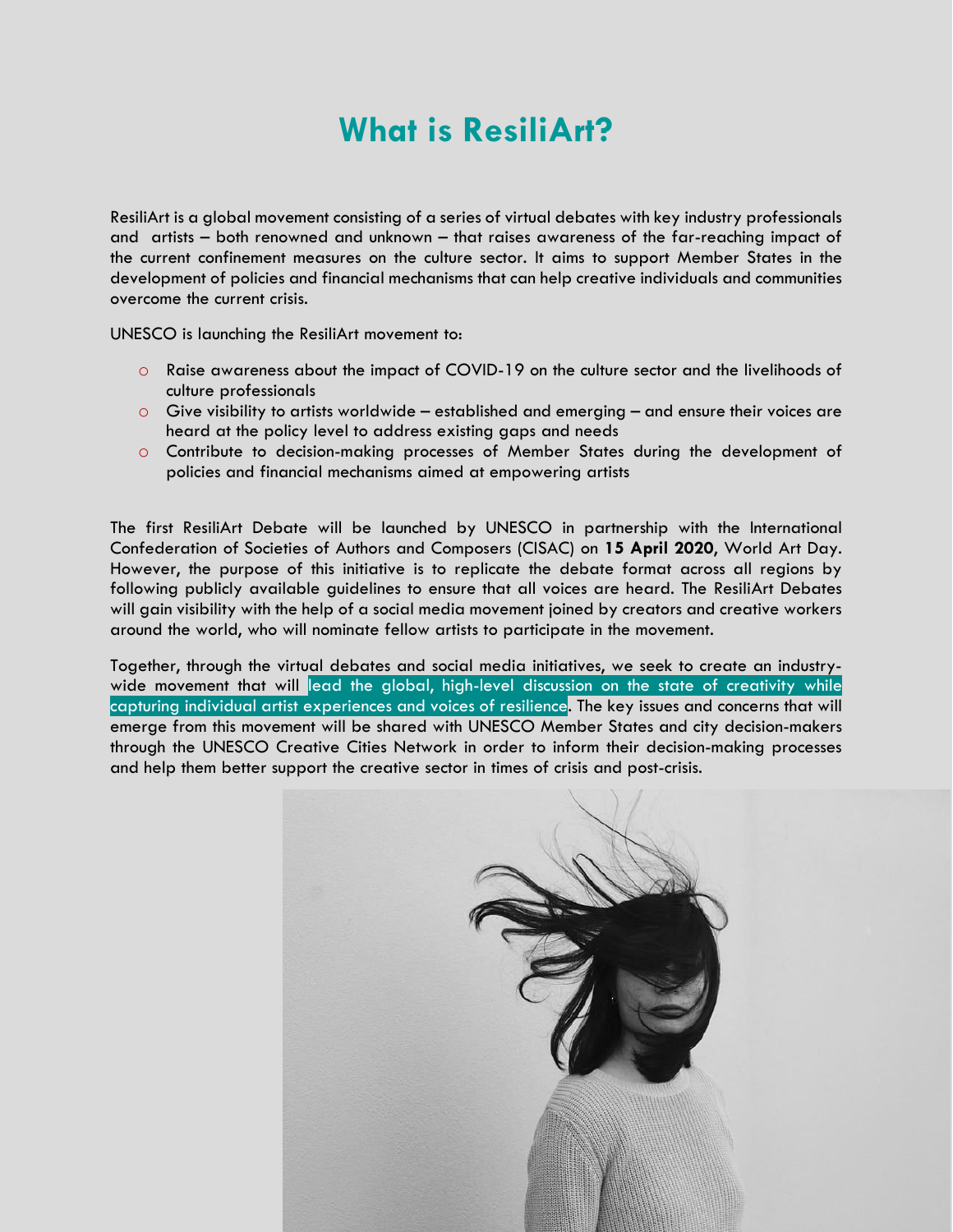# What is ResiliArt?

ResiliArt is a global movement consisting of a series of virtual debates with key industry professionals and artists – both renowned and unknown – that raises awareness of the far-reaching impact of the current confinement measures on the culture sector. It aims to support Member States in the development of policies and financial mechanisms that can help creative individuals and communities overcome the current crisis.

UNESCO is launching the ResiliArt movement to:

- Raise awareness about the impact of COVID-19 on the culture sector and the livelihoods of culture professionals
- Give visibility to artists worldwide – established and emerging – and ensure their voices are heard at the policy level to address existing gaps and needs
- Contribute to decision-making processes of Member States during the development of policies and financial mechanisms aimed at empowering artists

The first ResiliArt Debate will be launched by UNESCO in partnership with the International Confederation of Societies of Authors and Composers (CISAC) on **15 April 2020**, World Art Day. However, the purpose of this initiative is to replicate the debate format across all regions by following publicly available guidelines to ensure that all voices are heard. The ResiliArt Debates will gain visibility with the help of a social media movement joined by creators and creative workers around the world, who will nominate fellow artists to participate in the movement.

Together, through the virtual debates and social media initiatives, we seek to create an industry-wide movement that will lead the global, high-level discussion on the state of creativity while capturing individual artist experiences and voices of resilience. The key issues and concerns that will emerge from this movement will be shared with UNESCO Member States and city decision-makers through the UNESCO Creative Cities Network in order to inform their decision-making processes and help them better support the creative sector in times of crisis and post-crisis.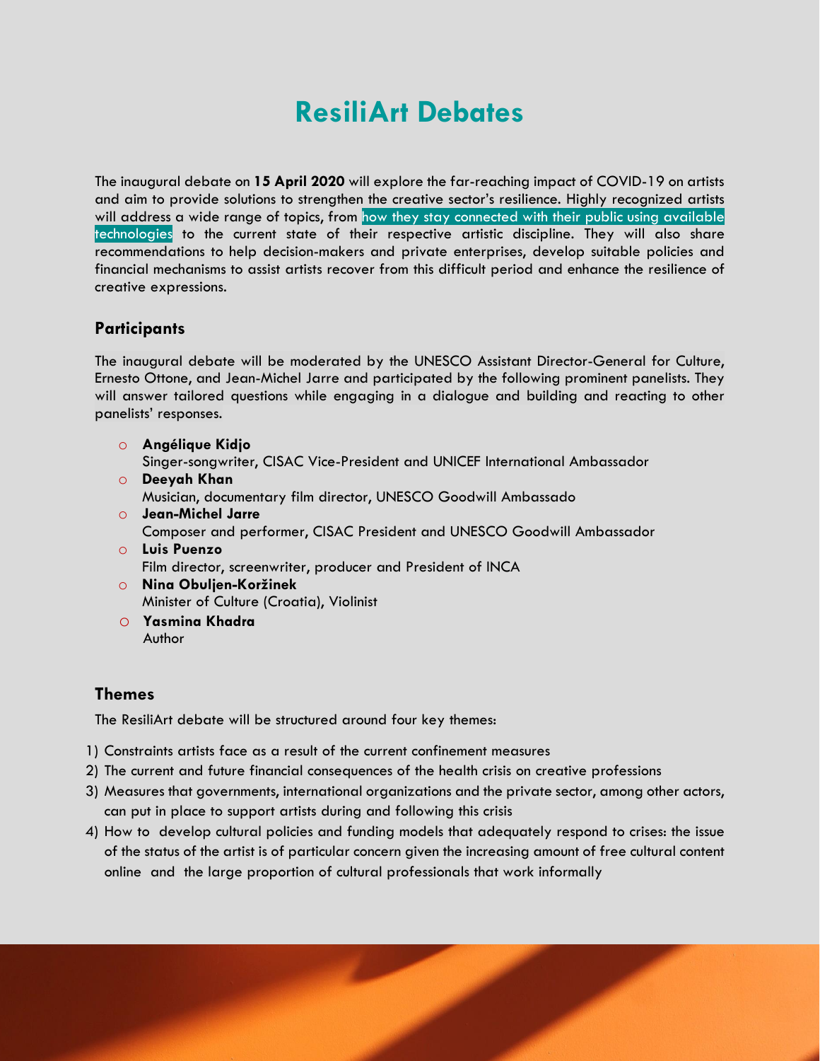# ResiliArt Debates

The inaugural debate on **15 April 2020** will explore the far-reaching impact of COVID-19 on artists and aim to provide solutions to strengthen the creative sector's resilience. Highly recognized artists will address a wide range of topics, from how they stay connected with their public using available technologies to the current state of their respective artistic discipline. They will also share recommendations to help decision-makers and private enterprises, develop suitable policies and financial mechanisms to assist artists recover from this difficult period and enhance the resilience of creative expressions.

## Participants

The inaugural debate will be moderated by the UNESCO Assistant Director-General for Culture, Ernesto Ottone, and Jean-Michel Jarre and participated by the following prominent panelists. They will answer tailored questions while engaging in a dialogue and building and reacting to other panelists' responses.

- **Angélique Kidjo**
  Singer-songwriter, CISAC Vice-President and UNICEF International Ambassador
- **Deeyah Khan**
  Musician, documentary film director, UNESCO Goodwill Ambassado
- **Jean-Michel Jarre**
  Composer and performer, CISAC President and UNESCO Goodwill Ambassador
- **Luis Puenzo**
  Film director, screenwriter, producer and President of INCA
- **Nina Obuljen-Koržinek**
  Minister of Culture (Croatia), Violinist
- **Yasmina Khadra**
  Author

## Themes

The ResiliArt debate will be structured around four key themes:

1) Constraints artists face as a result of the current confinement measures
2) The current and future financial consequences of the health crisis on creative professions
3) Measures that governments, international organizations and the private sector, among other actors, can put in place to support artists during and following this crisis
4) How to develop cultural policies and funding models that adequately respond to crises: the issue of the status of the artist is of particular concern given the increasing amount of free cultural content online and the large proportion of cultural professionals that work informally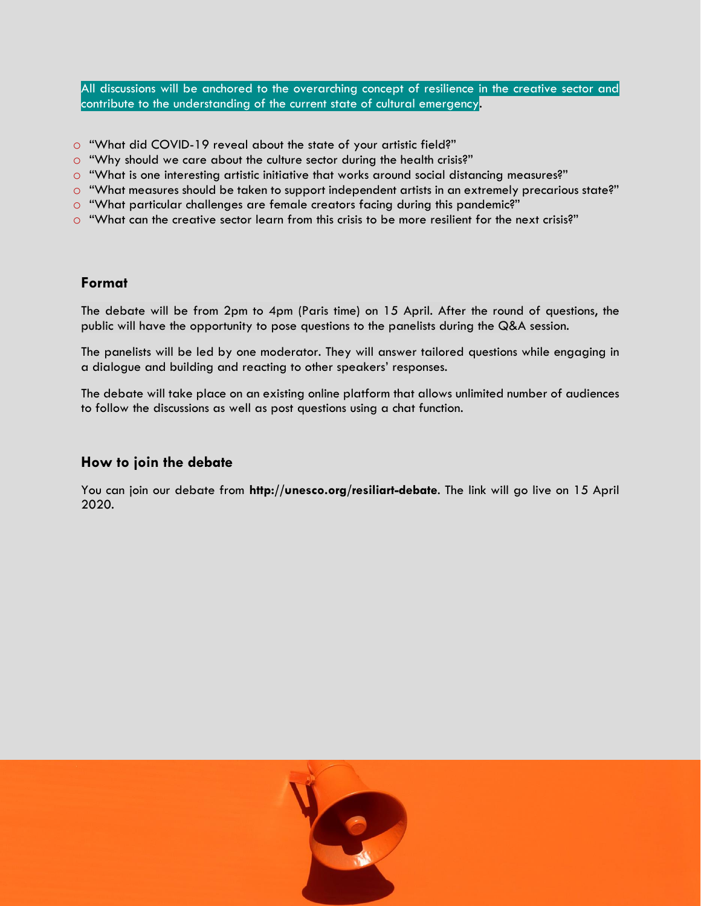All discussions will be anchored to the overarching concept of resilience in the creative sector and contribute to the understanding of the current state of cultural emergency.

- "What did COVID-19 reveal about the state of your artistic field?"
- "Why should we care about the culture sector during the health crisis?"
- "What is one interesting artistic initiative that works around social distancing measures?"
- "What measures should be taken to support independent artists in an extremely precarious state?"
- "What particular challenges are female creators facing during this pandemic?"
- "What can the creative sector learn from this crisis to be more resilient for the next crisis?"

## Format

The debate will be from 2pm to 4pm (Paris time) on 15 April. After the round of questions, the public will have the opportunity to pose questions to the panelists during the Q&A session.

The panelists will be led by one moderator. They will answer tailored questions while engaging in a dialogue and building and reacting to other speakers' responses.

The debate will take place on an existing online platform that allows unlimited number of audiences to follow the discussions as well as post questions using a chat function.

## How to join the debate

You can join our debate from **http://unesco.org/resiliart-debate**. The link will go live on 15 April 2020.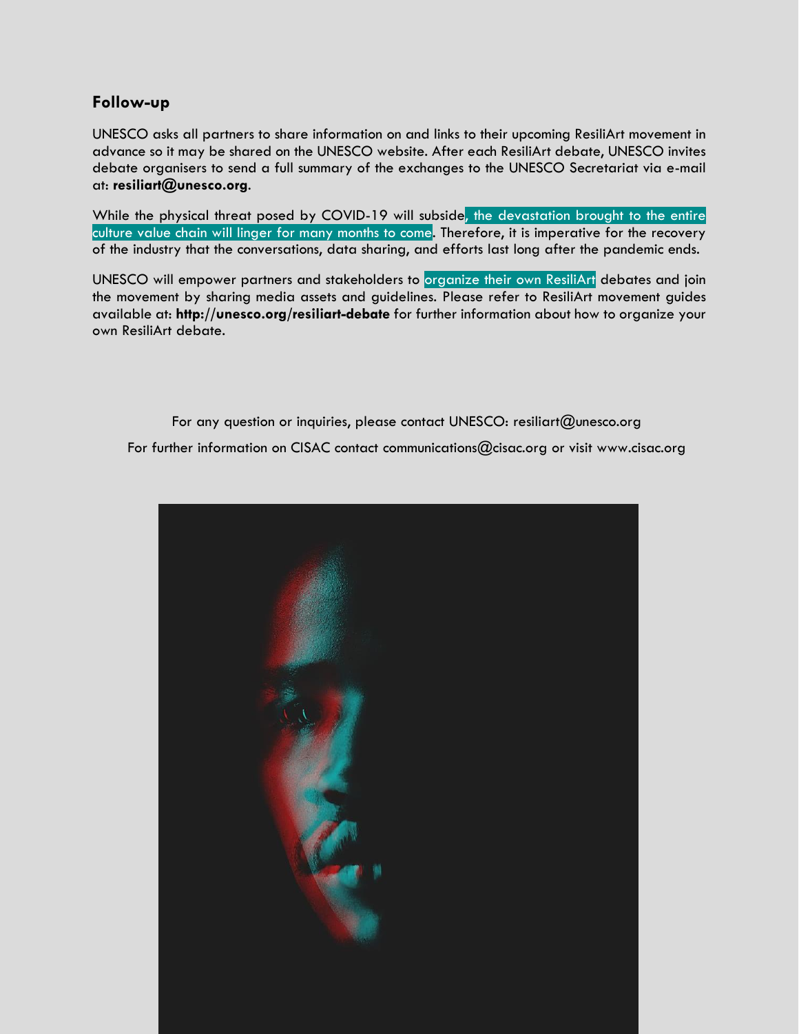## Follow-up

UNESCO asks all partners to share information on and links to their upcoming ResiliArt movement in advance so it may be shared on the UNESCO website. After each ResiliArt debate, UNESCO invites debate organisers to send a full summary of the exchanges to the UNESCO Secretariat via e-mail at: **resiliart@unesco.org**.

While the physical threat posed by COVID-19 will subside, the devastation brought to the entire culture value chain will linger for many months to come. Therefore, it is imperative for the recovery of the industry that the conversations, data sharing, and efforts last long after the pandemic ends.

UNESCO will empower partners and stakeholders to organize their own ResiliArt debates and join the movement by sharing media assets and guidelines. Please refer to ResiliArt movement guides available at: **http://unesco.org/resiliart-debate** for further information about how to organize your own ResiliArt debate.

For any question or inquiries, please contact UNESCO: resiliart@unesco.org

For further information on CISAC contact communications@cisac.org or visit www.cisac.org